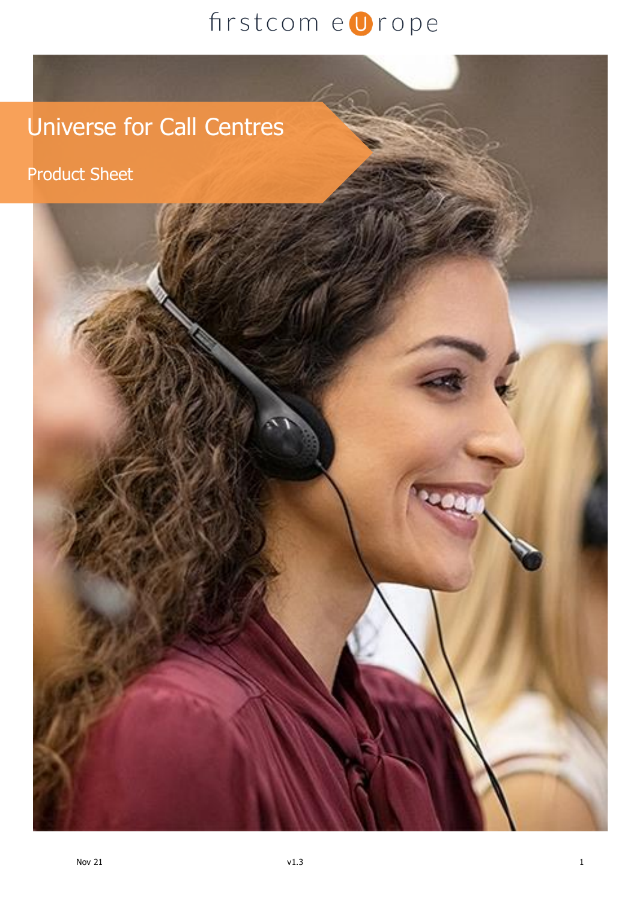firstcom europe

# Universe for Call Centres

## Product Sheet

Nov 21 v1.3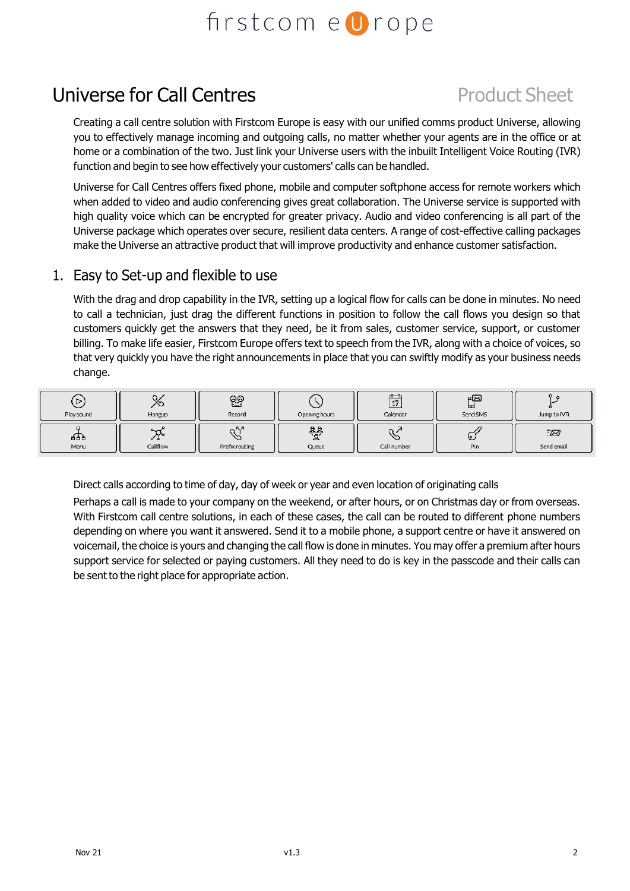# Universe for Call Centres

Product Sheet

Creating a call centre solution with Firstcom Europe is easy with our unified comms product Universe, allowing you to effectively manage incoming and outgoing calls, no matter whether your agents are in the office or at home or a combination of the two. Just link your Universe users with the inbuilt Intelligent Voice Routing (IVR) function and begin to see how effectively your customers' calls can be handled.

Universe for Call Centres offers fixed phone, mobile and computer softphone access for remote workers which when added to video and audio conferencing gives great collaboration. The Universe service is supported with high quality voice which can be encrypted for greater privacy. Audio and video conferencing is all part of the Universe package which operates over secure, resilient data centers. A range of cost-effective calling packages make the Universe an attractive product that will improve productivity and enhance customer satisfaction.

## 1. Easy to Set-up and flexible to use

With the drag and drop capability in the IVR, setting up a logical flow for calls can be done in minutes. No need to call a technician, just drag the different functions in position to follow the call flows you design so that customers quickly get the answers that they need, be it from sales, customer service, support, or customer billing. To make life easier, Firstcom Europe offers text to speech from the IVR, along with a choice of voices, so that very quickly you have the right announcements in place that you can swiftly modify as your business needs change.

| Play sound | Hangup | Record | Opening hours | Calendar | Send SMS | Jump to IVR |
|---|---|---|---|---|---|---|
| Menu | Callflow | Prefix routing | Queue | Call number | Pin | Send email |

Direct calls according to time of day, day of week or year and even location of originating calls

Perhaps a call is made to your company on the weekend, or after hours, or on Christmas day or from overseas. With Firstcom call centre solutions, in each of these cases, the call can be routed to different phone numbers depending on where you want it answered. Send it to a mobile phone, a support centre or have it answered on voicemail, the choice is yours and changing the call flow is done in minutes. You may offer a premium after hours support service for selected or paying customers. All they need to do is key in the passcode and their calls can be sent to the right place for appropriate action.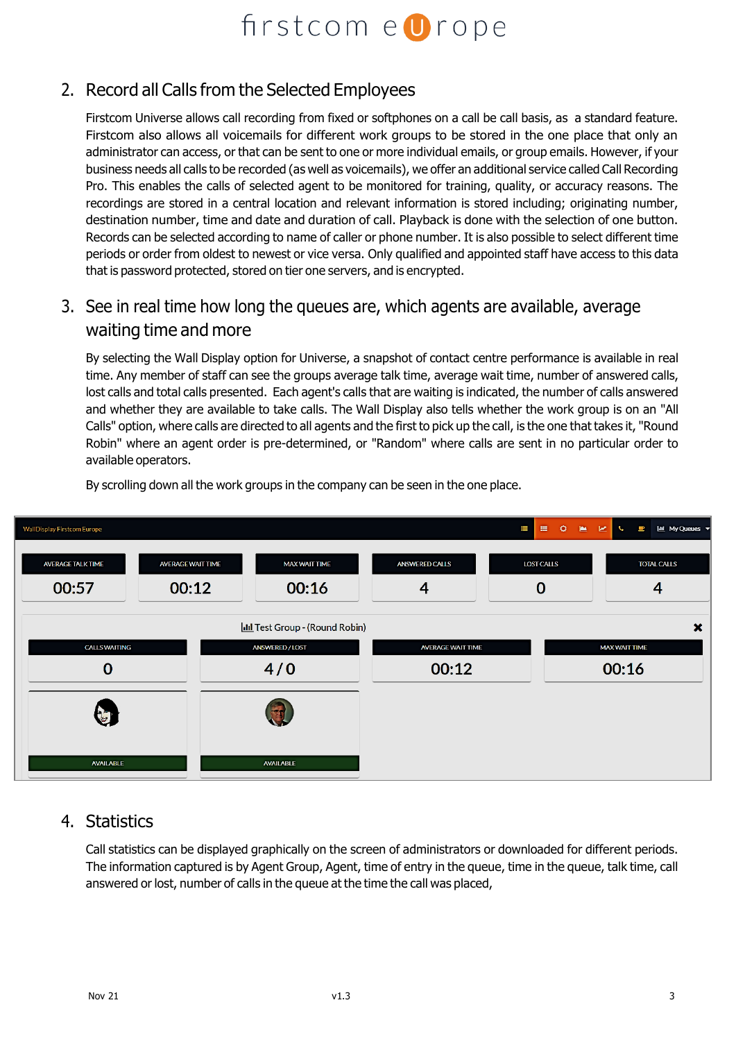## 2. Record all Calls from the Selected Employees

Firstcom Universe allows call recording from fixed or softphones on a call be call basis, as a standard feature. Firstcom also allows all voicemails for different work groups to be stored in the one place that only an administrator can access, or that can be sent to one or more individual emails, or group emails. However, if your business needs all calls to be recorded (as well as voicemails), we offer an additional service called Call Recording Pro. This enables the calls of selected agent to be monitored for training, quality, or accuracy reasons. The recordings are stored in a central location and relevant information is stored including; originating number, destination number, time and date and duration of call. Playback is done with the selection of one button. Records can be selected according to name of caller or phone number. It is also possible to select different time periods or order from oldest to newest or vice versa. Only qualified and appointed staff have access to this data that is password protected, stored on tier one servers, and is encrypted.

## 3. See in real time how long the queues are, which agents are available, average waiting time and more

By selecting the Wall Display option for Universe, a snapshot of contact centre performance is available in real time. Any member of staff can see the groups average talk time, average wait time, number of answered calls, lost calls and total calls presented. Each agent's calls that are waiting is indicated, the number of calls answered and whether they are available to take calls. The Wall Display also tells whether the work group is on an "All Calls" option, where calls are directed to all agents and the first to pick up the call, is the one that takes it, "Round Robin" where an agent order is pre-determined, or "Random" where calls are sent in no particular order to available operators.

By scrolling down all the work groups in the company can be seen in the one place.

WallDisplay Firstcom Europe

| AVERAGE TALK TIME | AVERAGE WAIT TIME | MAX WAIT TIME | ANSWERED CALLS | LOST CALLS | TOTAL CALLS |
|---|---|---|---|---|---|
| 00:57 | 00:12 | 00:16 | 4 | 0 | 4 |

Test Group - (Round Robin)

| CALLS WAITING | ANSWERED / LOST | AVERAGE WAIT TIME | MAX WAIT TIME |
|---|---|---|---|
| 0 | 4 / 0 | 00:12 | 00:16 |

AVAILABLE | AVAILABLE

## 4. Statistics

Call statistics can be displayed graphically on the screen of administrators or downloaded for different periods. The information captured is by Agent Group, Agent, time of entry in the queue, time in the queue, talk time, call answered or lost, number of calls in the queue at the time the call was placed,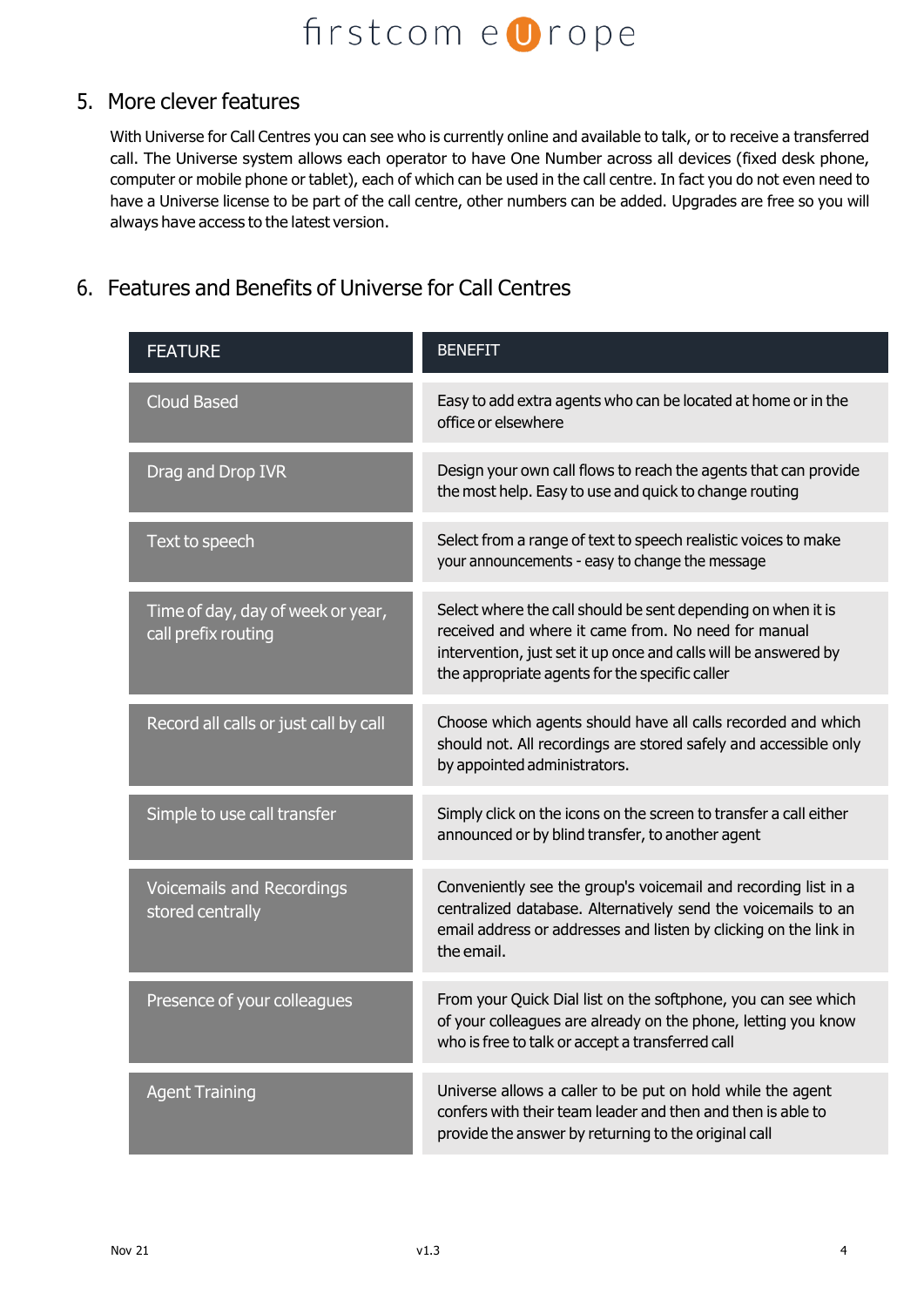## 5. More clever features

With Universe for Call Centres you can see who is currently online and available to talk, or to receive a transferred call. The Universe system allows each operator to have One Number across all devices (fixed desk phone, computer or mobile phone or tablet), each of which can be used in the call centre. In fact you do not even need to have a Universe license to be part of the call centre, other numbers can be added. Upgrades are free so you will always have access to the latest version.

## 6. Features and Benefits of Universe for Call Centres

| FEATURE | BENEFIT |
|---|---|
| Cloud Based | Easy to add extra agents who can be located at home or in the office or elsewhere |
| Drag and Drop IVR | Design your own call flows to reach the agents that can provide the most help. Easy to use and quick to change routing |
| Text to speech | Select from a range of text to speech realistic voices to make your announcements - easy to change the message |
| Time of day, day of week or year, call prefix routing | Select where the call should be sent depending on when it is received and where it came from. No need for manual intervention, just set it up once and calls will be answered by the appropriate agents for the specific caller |
| Record all calls or just call by call | Choose which agents should have all calls recorded and which should not. All recordings are stored safely and accessible only by appointed administrators. |
| Simple to use call transfer | Simply click on the icons on the screen to transfer a call either announced or by blind transfer, to another agent |
| Voicemails and Recordings stored centrally | Conveniently see the group's voicemail and recording list in a centralized database. Alternatively send the voicemails to an email address or addresses and listen by clicking on the link in the email. |
| Presence of your colleagues | From your Quick Dial list on the softphone, you can see which of your colleagues are already on the phone, letting you know who is free to talk or accept a transferred call |
| Agent Training | Universe allows a caller to be put on hold while the agent confers with their team leader and then and then is able to provide the answer by returning to the original call |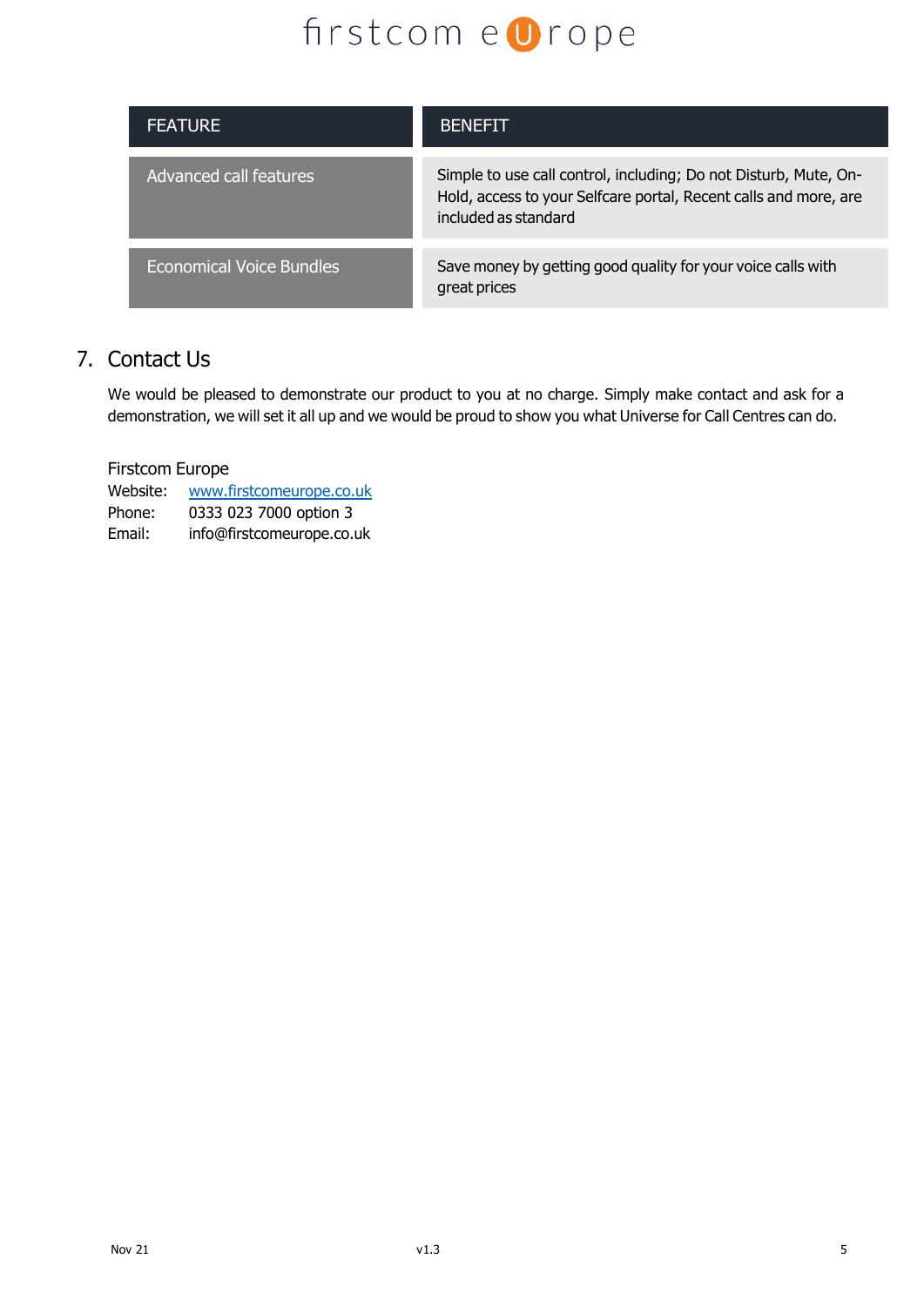| FEATURE | BENEFIT |
|---|---|
| Advanced call features | Simple to use call control, including; Do not Disturb, Mute, On-Hold, access to your Selfcare portal, Recent calls and more, are included as standard |
| Economical Voice Bundles | Save money by getting good quality for your voice calls with great prices |

## 7. Contact Us

We would be pleased to demonstrate our product to you at no charge. Simply make contact and ask for a demonstration, we will set it all up and we would be proud to show you what Universe for Call Centres can do.

Firstcom Europe
Website: www.firstcomeurope.co.uk
Phone: 0333 023 7000 option 3
Email: info@firstcomeurope.co.uk